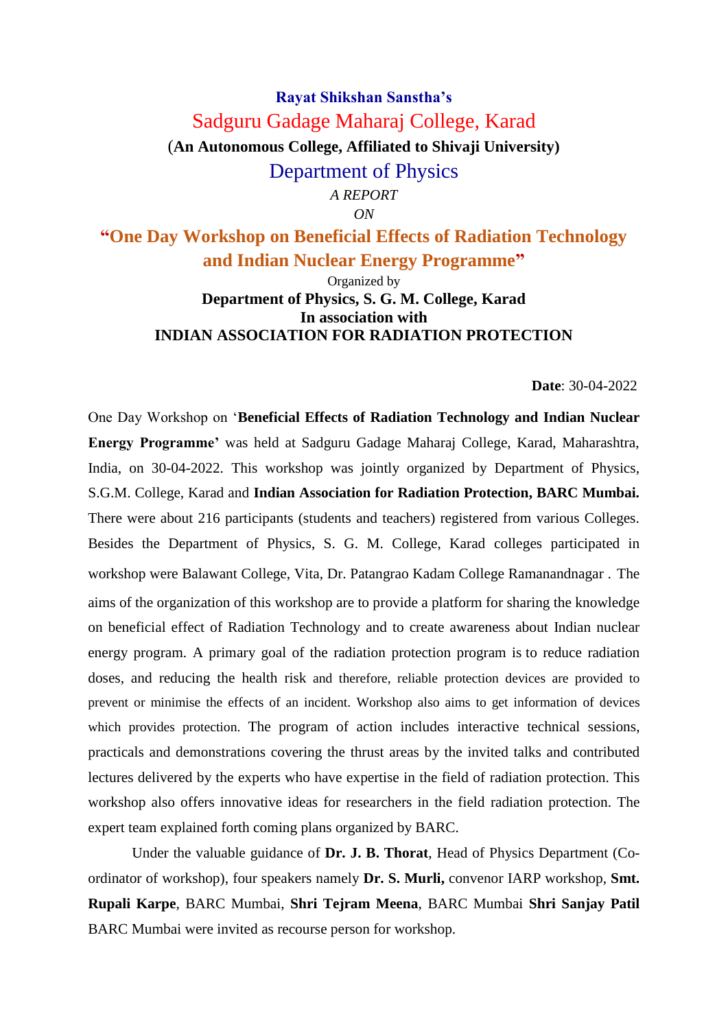**Rayat Shikshan Sanstha's**

# Sadguru Gadage Maharaj College, Karad

(**An Autonomous College, Affiliated to Shivaji University)**

## Department of Physics

*A REPORT*

*ON*

## "One Day Workshop on Beneficial Effects of Radiation Technology and Indian Nuclear Energy Programme"

Organized by

**Department of Physics, S. G. M. College, Karad**

**In association with**

**INDIAN ASSOCIATION FOR RADIATION PROTECTION**

**Date**: 30-04-2022

One Day Workshop on '**Beneficial Effects of Radiation Technology and Indian Nuclear Energy Programme'** was held at Sadguru Gadage Maharaj College, Karad, Maharashtra, India, on 30-04-2022. This workshop was jointly organized by Department of Physics, S.G.M. College, Karad and **Indian Association for Radiation Protection, BARC Mumbai.** There were about 216 participants (students and teachers) registered from various Colleges. Besides the Department of Physics, S. G. M. College, Karad colleges participated in workshop were Balawant College, Vita, Dr. Patangrao Kadam College Ramanandnagar . The aims of the organization of this workshop are to provide a platform for sharing the knowledge on beneficial effect of Radiation Technology and to create awareness about Indian nuclear energy program. A primary goal of the radiation protection program is to reduce radiation doses, and reducing the health risk and therefore, reliable protection devices are provided to prevent or minimise the effects of an incident. Workshop also aims to get information of devices which provides protection. The program of action includes interactive technical sessions, practicals and demonstrations covering the thrust areas by the invited talks and contributed lectures delivered by the experts who have expertise in the field of radiation protection. This workshop also offers innovative ideas for researchers in the field radiation protection. The expert team explained forth coming plans organized by BARC.

Under the valuable guidance of **Dr. J. B. Thorat**, Head of Physics Department (Co-ordinator of workshop), four speakers namely **Dr. S. Murli,** convenor IARP workshop, **Smt. Rupali Karpe**, BARC Mumbai, **Shri Tejram Meena**, BARC Mumbai **Shri Sanjay Patil** BARC Mumbai were invited as recourse person for workshop.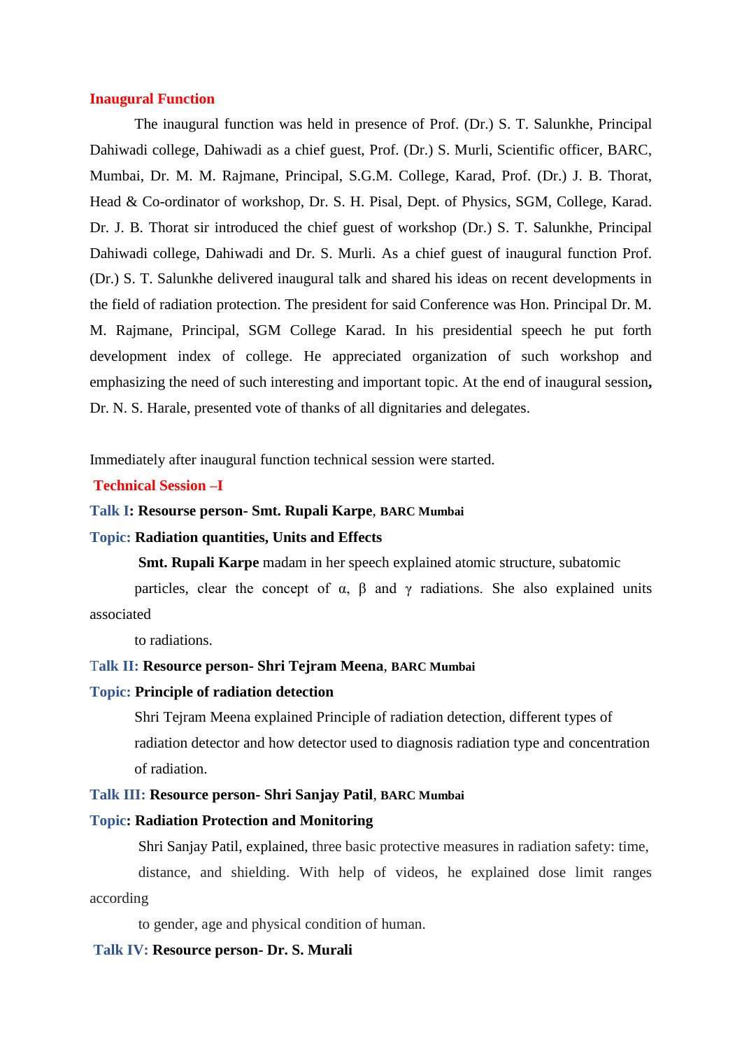## Inaugural Function

The inaugural function was held in presence of Prof. (Dr.) S. T. Salunkhe, Principal Dahiwadi college, Dahiwadi as a chief guest, Prof. (Dr.) S. Murli, Scientific officer, BARC, Mumbai, Dr. M. M. Rajmane, Principal, S.G.M. College, Karad, Prof. (Dr.) J. B. Thorat, Head & Co-ordinator of workshop, Dr. S. H. Pisal, Dept. of Physics, SGM, College, Karad. Dr. J. B. Thorat sir introduced the chief guest of workshop (Dr.) S. T. Salunkhe, Principal Dahiwadi college, Dahiwadi and Dr. S. Murli. As a chief guest of inaugural function Prof. (Dr.) S. T. Salunkhe delivered inaugural talk and shared his ideas on recent developments in the field of radiation protection. The president for said Conference was Hon. Principal Dr. M. M. Rajmane, Principal, SGM College Karad. In his presidential speech he put forth development index of college. He appreciated organization of such workshop and emphasizing the need of such interesting and important topic. At the end of inaugural session**,** Dr. N. S. Harale, presented vote of thanks of all dignitaries and delegates.

Immediately after inaugural function technical session were started.

## Technical Session –I

**Talk I: Resourse person- Smt. Rupali Karpe**, **BARC Mumbai**

**Topic: Radiation quantities, Units and Effects**

**Smt. Rupali Karpe** madam in her speech explained atomic structure, subatomic particles, clear the concept of α, β and γ radiations. She also explained units associated to radiations.

**Talk II: Resource person- Shri Tejram Meena**, **BARC Mumbai**

**Topic: Principle of radiation detection**

Shri Tejram Meena explained Principle of radiation detection, different types of radiation detector and how detector used to diagnosis radiation type and concentration of radiation.

**Talk III: Resource person- Shri Sanjay Patil**, **BARC Mumbai**

**Topic: Radiation Protection and Monitoring**

Shri Sanjay Patil, explained, three basic protective measures in radiation safety: time, distance, and shielding. With help of videos, he explained dose limit ranges according to gender, age and physical condition of human.

**Talk IV: Resource person- Dr. S. Murali**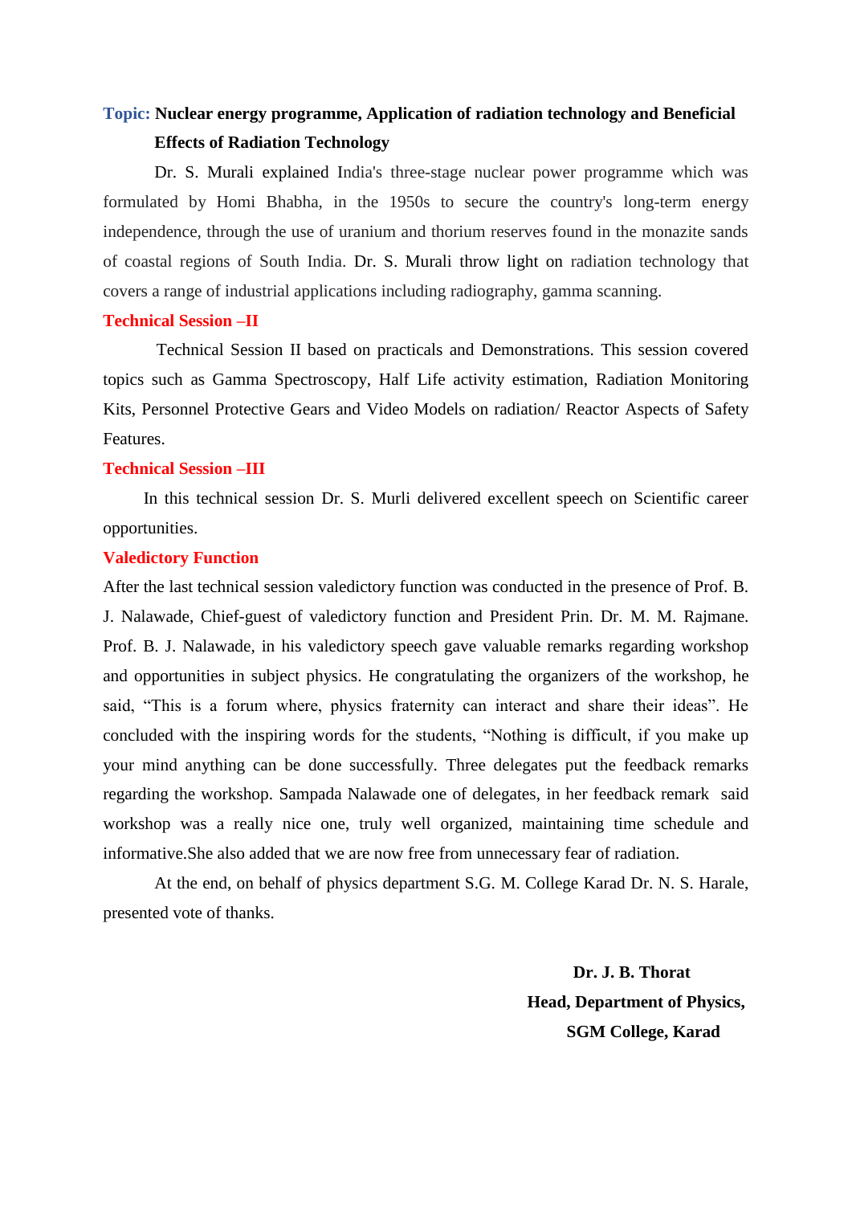**Topic: Nuclear energy programme, Application of radiation technology and Beneficial Effects of Radiation Technology**

Dr. S. Murali explained India's three-stage nuclear power programme which was formulated by Homi Bhabha, in the 1950s to secure the country's long-term energy independence, through the use of uranium and thorium reserves found in the monazite sands of coastal regions of South India. Dr. S. Murali throw light on radiation technology that covers a range of industrial applications including radiography, gamma scanning.

### Technical Session –II

Technical Session II based on practicals and Demonstrations. This session covered topics such as Gamma Spectroscopy, Half Life activity estimation, Radiation Monitoring Kits, Personnel Protective Gears and Video Models on radiation/ Reactor Aspects of Safety Features.

### Technical Session –III

In this technical session Dr. S. Murli delivered excellent speech on Scientific career opportunities.

### Valedictory Function

After the last technical session valedictory function was conducted in the presence of Prof. B. J. Nalawade, Chief-guest of valedictory function and President Prin. Dr. M. M. Rajmane. Prof. B. J. Nalawade, in his valedictory speech gave valuable remarks regarding workshop and opportunities in subject physics. He congratulating the organizers of the workshop, he said, "This is a forum where, physics fraternity can interact and share their ideas". He concluded with the inspiring words for the students, "Nothing is difficult, if you make up your mind anything can be done successfully. Three delegates put the feedback remarks regarding the workshop. Sampada Nalawade one of delegates, in her feedback remark said workshop was a really nice one, truly well organized, maintaining time schedule and informative.She also added that we are now free from unnecessary fear of radiation.

At the end, on behalf of physics department S.G. M. College Karad Dr. N. S. Harale, presented vote of thanks.

**Dr. J. B. Thorat**
**Head, Department of Physics,**
**SGM College, Karad**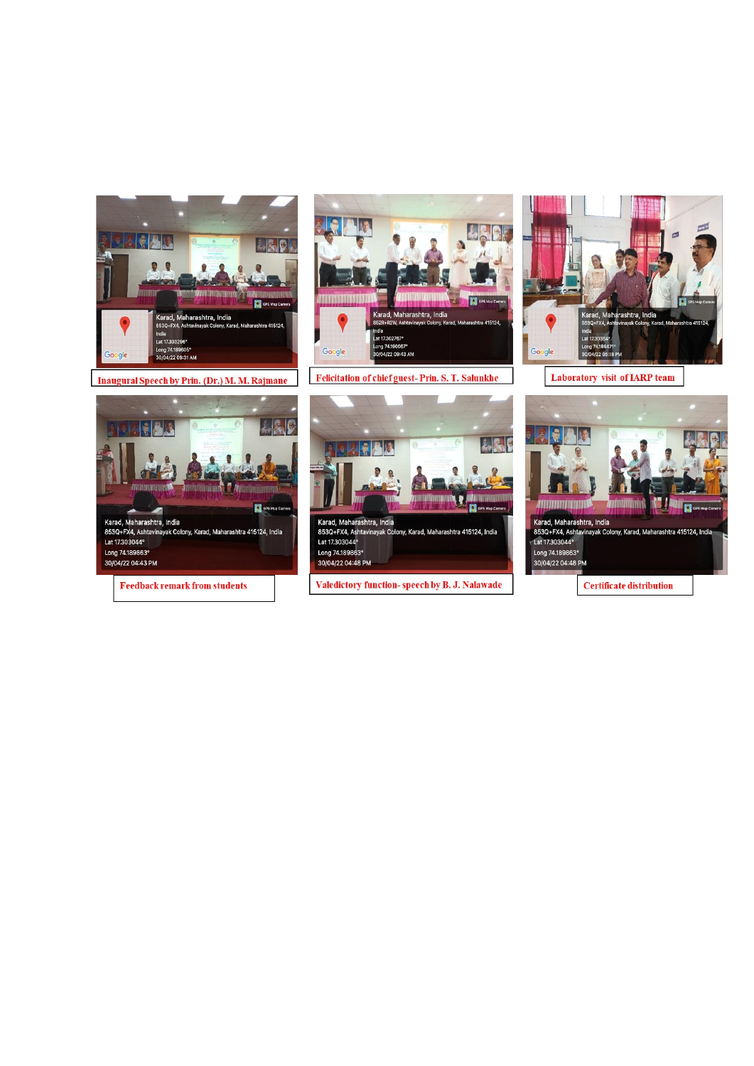Inaugural Speech by Prin. (Dr.) M. M. Rajmane

Felicitation of chief guest- Prin. S. T. Salunkhe

Laboratory visit of IARP team

Feedback remark from students

Valedictory function- speech by B. J. Nalawade

Certificate distribution